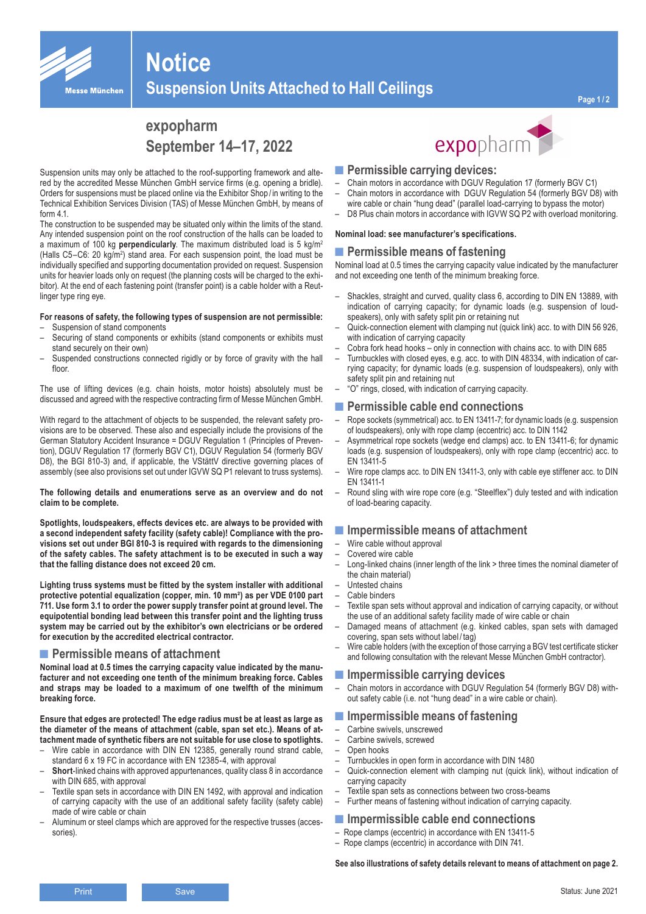# Notice

## Suspension Units Attached to Hall Ceilings

**expopharm**
**September 14–17, 2022**

Suspension units may only be attached to the roof-supporting framework and altered by the accredited Messe München GmbH service firms (e.g. opening a bridle). Orders for suspensions must be placed online via the Exhibitor Shop / in writing to the Technical Exhibition Services Division (TAS) of Messe München GmbH, by means of form 4.1.

The construction to be suspended may be situated only within the limits of the stand. Any intended suspension point on the roof construction of the halls can be loaded to a maximum of 100 kg **perpendicularly**. The maximum distributed load is 5 kg/m$^2$ (Halls C5–C6: 20 kg/m$^2$) stand area. For each suspension point, the load must be individually specified and supporting documentation provided on request. Suspension units for heavier loads only on request (the planning costs will be charged to the exhibitor). At the end of each fastening point (transfer point) is a cable holder with a Reutlinger type ring eye.

**For reasons of safety, the following types of suspension are not permissible:**

- Suspension of stand components
- Securing of stand components or exhibits (stand components or exhibits must stand securely on their own)
- Suspended constructions connected rigidly or by force of gravity with the hall floor.

The use of lifting devices (e.g. chain hoists, motor hoists) absolutely must be discussed and agreed with the respective contracting firm of Messe München GmbH.

With regard to the attachment of objects to be suspended, the relevant safety provisions are to be observed. These also and especially include the provisions of the German Statutory Accident Insurance = DGUV Regulation 1 (Principles of Prevention), DGUV Regulation 17 (formerly BGV C1), DGUV Regulation 54 (formerly BGV D8), the BGI 810-3) and, if applicable, the VStättV directive governing places of assembly (see also provisions set out under IGVW SQ P1 relevant to truss systems).

**The following details and enumerations serve as an overview and do not claim to be complete.**

**Spotlights, loudspeakers, effects devices etc. are always to be provided with a second independent safety facility (safety cable)! Compliance with the provisions set out under BGI 810-3 is required with regards to the dimensioning of the safety cables. The safety attachment is to be executed in such a way that the falling distance does not exceed 20 cm.**

**Lighting truss systems must be fitted by the system installer with additional protective potential equalization (copper, min. 10 mm²) as per VDE 0100 part 711. Use form 3.1 to order the power supply transfer point at ground level. The equipotential bonding lead between this transfer point and the lighting truss system may be carried out by the exhibitor's own electricians or be ordered for execution by the accredited electrical contractor.**

## Permissible means of attachment

**Nominal load at 0.5 times the carrying capacity value indicated by the manufacturer and not exceeding one tenth of the minimum breaking force. Cables and straps may be loaded to a maximum of one twelfth of the minimum breaking force.**

**Ensure that edges are protected! The edge radius must be at least as large as the diameter of the means of attachment (cable, span set etc.). Means of attachment made of synthetic fibers are not suitable for use close to spotlights.**

- Wire cable in accordance with DIN EN 12385, generally round strand cable, standard 6 x 19 FC in accordance with EN 12385-4, with approval
- **Short**-linked chains with approved appurtenances, quality class 8 in accordance with DIN 685, with approval
- Textile span sets in accordance with DIN EN 1492, with approval and indication of carrying capacity with the use of an additional safety facility (safety cable) made of wire cable or chain
- Aluminum or steel clamps which are approved for the respective trusses (accessories).

## Permissible carrying devices:

- Chain motors in accordance with DGUV Regulation 17 (formerly BGV C1)
- Chain motors in accordance with DGUV Regulation 54 (formerly BGV D8) with wire cable or chain "hung dead" (parallel load-carrying to bypass the motor)
- D8 Plus chain motors in accordance with IGVW SQ P2 with overload monitoring.

**Nominal load: see manufacturer's specifications.**

## Permissible means of fastening

Nominal load at 0.5 times the carrying capacity value indicated by the manufacturer and not exceeding one tenth of the minimum breaking force.

- Shackles, straight and curved, quality class 6, according to DIN EN 13889, with indication of carrying capacity; for dynamic loads (e.g. suspension of loudspeakers), only with safety split pin or retaining nut
- Quick-connection element with clamping nut (quick link) acc. to with DIN 56 926, with indication of carrying capacity
- Cobra fork head hooks – only in connection with chains acc. to with DIN 685
- Turnbuckles with closed eyes, e.g. acc. to with DIN 48334, with indication of carrying capacity; for dynamic loads (e.g. suspension of loudspeakers), only with safety split pin and retaining nut
- "O" rings, closed, with indication of carrying capacity.

## Permissible cable end connections

- Rope sockets (symmetrical) acc. to EN 13411-7; for dynamic loads (e.g. suspension of loudspeakers), only with rope clamp (eccentric) acc. to DIN 1142
- Asymmetrical rope sockets (wedge end clamps) acc. to EN 13411-6; for dynamic loads (e.g. suspension of loudspeakers), only with rope clamp (eccentric) acc. to EN 13411-5
- Wire rope clamps acc. to DIN EN 13411-3, only with cable eye stiffener acc. to DIN EN 13411-1
- Round sling with wire rope core (e.g. "Steelflex") duly tested and with indication of load-bearing capacity.

## Impermissible means of attachment

- Wire cable without approval
- Covered wire cable
- Long-linked chains (inner length of the link > three times the nominal diameter of the chain material)
- Untested chains
- Cable binders
- Textile span sets without approval and indication of carrying capacity, or without the use of an additional safety facility made of wire cable or chain
- Damaged means of attachment (e.g. kinked cables, span sets with damaged covering, span sets without label / tag)
- Wire cable holders (with the exception of those carrying a BGV test certificate sticker and following consultation with the relevant Messe München GmbH contractor).

## Impermissible carrying devices

- Chain motors in accordance with DGUV Regulation 54 (formerly BGV D8) without safety cable (i.e. not "hung dead" in a wire cable or chain).

## Impermissible means of fastening

- Carbine swivels, unscrewed
- Carbine swivels, screwed
- Open hooks
- Turnbuckles in open form in accordance with DIN 1480
- Quick-connection element with clamping nut (quick link), without indication of carrying capacity
- Textile span sets as connections between two cross-beams
- Further means of fastening without indication of carrying capacity.

## Impermissible cable end connections

- Rope clamps (eccentric) in accordance with EN 13411-5
- Rope clamps (eccentric) in accordance with DIN 741.

**See also illustrations of safety details relevant to means of attachment on page 2.**

Status: June 2021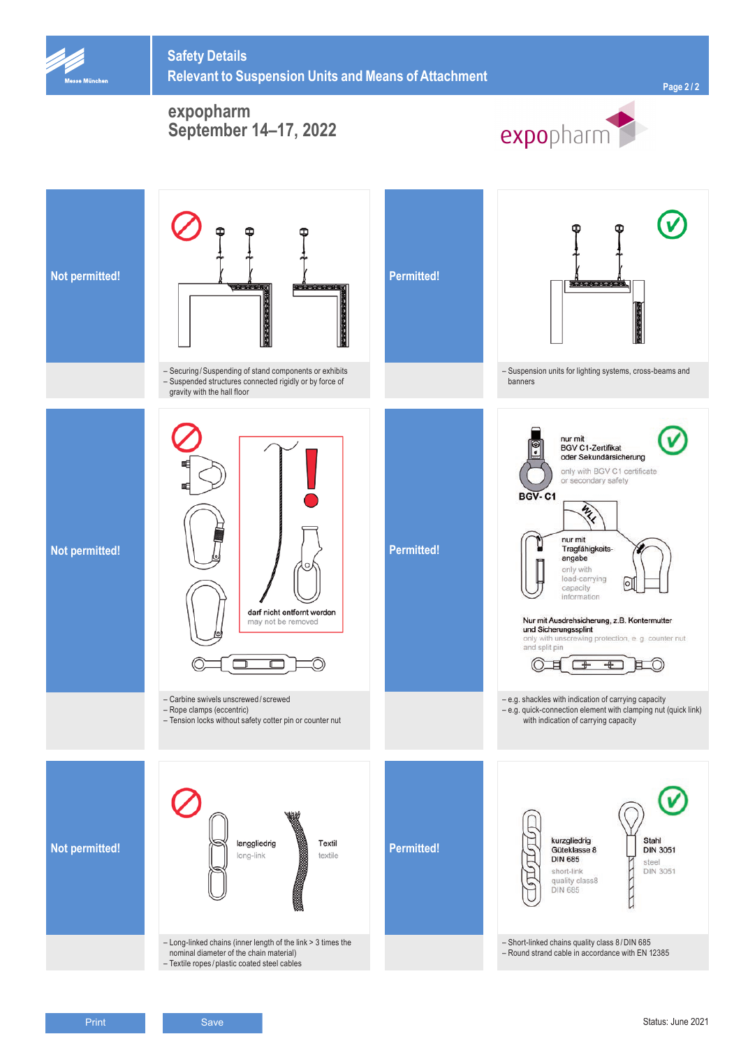# Safety Details
## Relevant to Suspension Units and Means of Attachment

## expopharm
## September 14–17, 2022

expopharm

**Not permitted!**

– Securing / Suspending of stand components or exhibits
– Suspended structures connected rigidly or by force of gravity with the hall floor

**Permitted!**

– Suspension units for lighting systems, cross-beams and banners

**Not permitted!**

darf nicht entfernt werden
may not be removed

– Carbine swivels unscrewed / screwed
– Rope clamps (eccentric)
– Tension locks without safety cotter pin or counter nut

**Permitted!**

nur mit BGV C1-Zertifikat oder Sekundärsicherung
only with BGV C1 certificate or secondary safety

BGV- C1

WLL

nur mit Tragfähigkeitsangabe
only with load-carrying capacity information

Nur mit Ausdrehsicherung, z.B. Kontermutter und Sicherungssplint
only with unscrewing protection, e. g. counter nut and split pin

– e.g. shackles with indication of carrying capacity
– e.g. quick-connection element with clamping nut (quick link) with indication of carrying capacity

**Not permitted!**

langgliedrig
long-link

Textil
textile

– Long-linked chains (inner length of the link > 3 times the nominal diameter of the chain material)
– Textile ropes / plastic coated steel cables

**Permitted!**

kurzgliedrig Güteklasse 8 DIN 685
short-link quality class8 DIN 685

Stahl DIN 3051
steel DIN 3051

– Short-linked chains quality class 8 / DIN 685
– Round strand cable in accordance with EN 12385

Print | Save

Status: June 2021